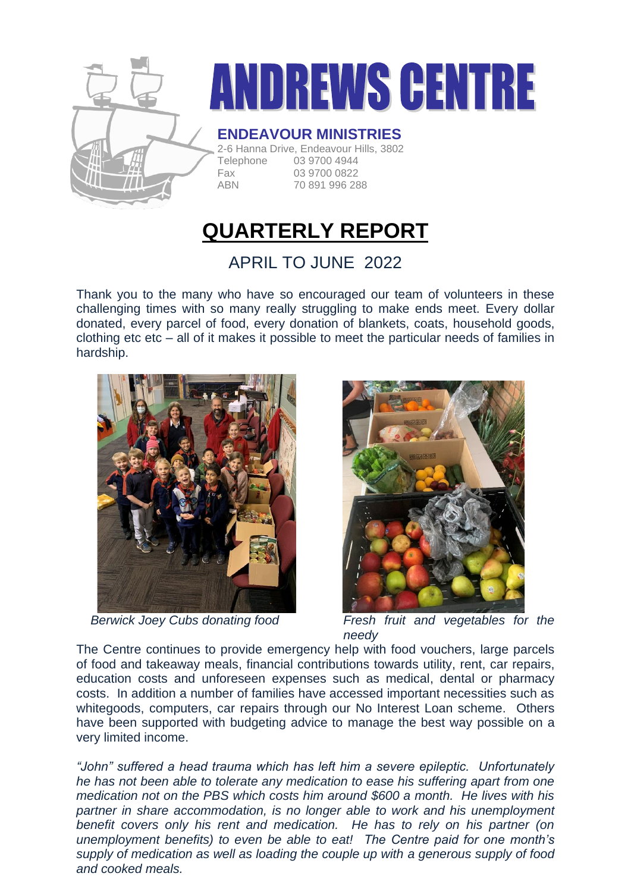# ANDREWS CENTRE

**ENDEAVOUR MINISTRIES**

2-6 Hanna Drive, Endeavour Hills, 3802

Telephone 03 9700 4944

Fax 03 9700 0822

ABN 70 891 996 288

## QUARTERLY REPORT

APRIL TO JUNE 2022

Thank you to the many who have so encouraged our team of volunteers in these challenging times with so many really struggling to make ends meet. Every dollar donated, every parcel of food, every donation of blankets, coats, household goods, clothing etc etc – all of it makes it possible to meet the particular needs of families in hardship.

*Berwick Joey Cubs donating food*

*Fresh fruit and vegetables for the needy*

The Centre continues to provide emergency help with food vouchers, large parcels of food and takeaway meals, financial contributions towards utility, rent, car repairs, education costs and unforeseen expenses such as medical, dental or pharmacy costs. In addition a number of families have accessed important necessities such as whitegoods, computers, car repairs through our No Interest Loan scheme. Others have been supported with budgeting advice to manage the best way possible on a very limited income.

*"John" suffered a head trauma which has left him a severe epileptic. Unfortunately he has not been able to tolerate any medication to ease his suffering apart from one medication not on the PBS which costs him around $600 a month. He lives with his partner in share accommodation, is no longer able to work and his unemployment benefit covers only his rent and medication. He has to rely on his partner (on unemployment benefits) to even be able to eat! The Centre paid for one month's supply of medication as well as loading the couple up with a generous supply of food and cooked meals.*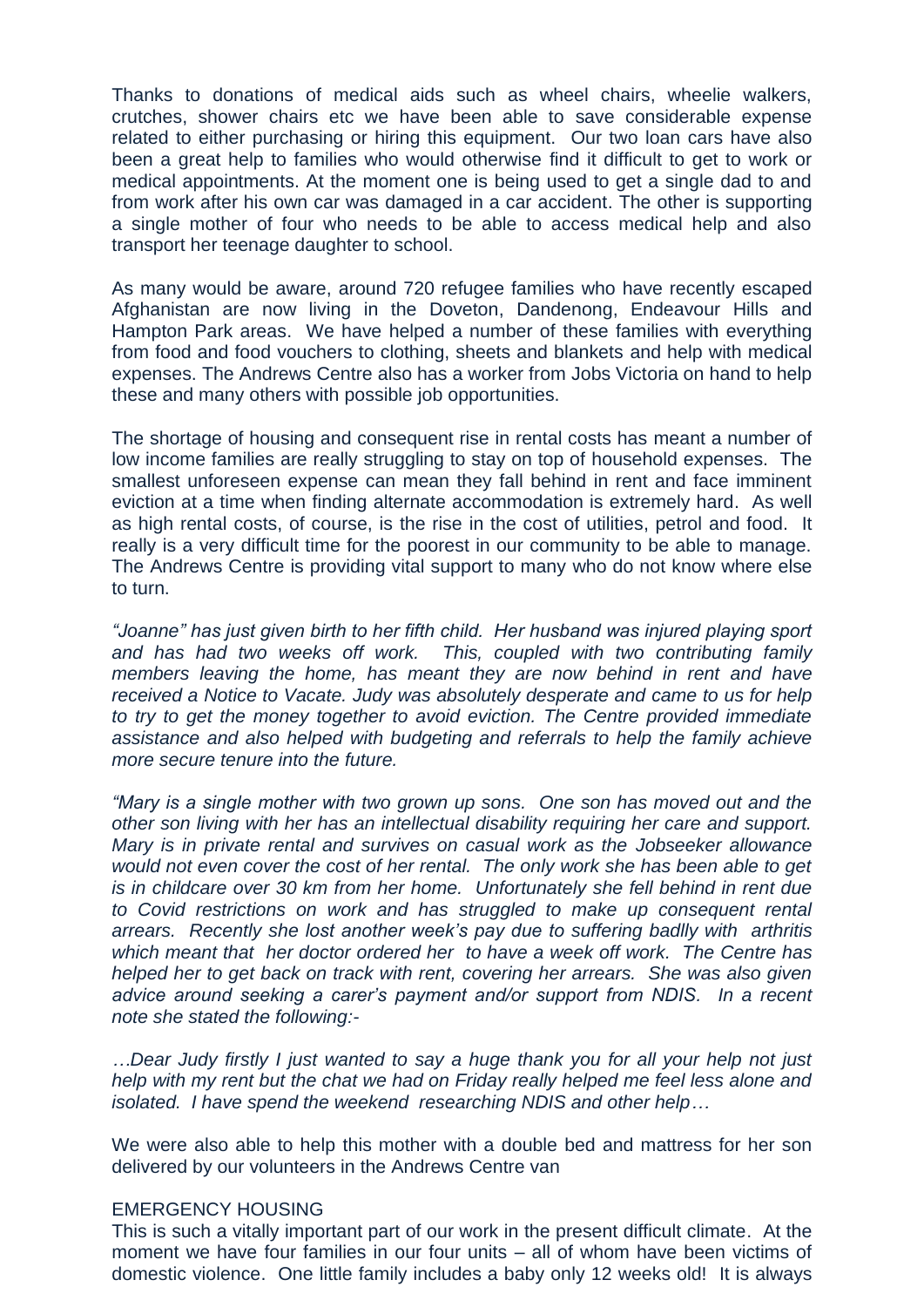Thanks to donations of medical aids such as wheel chairs, wheelie walkers, crutches, shower chairs etc we have been able to save considerable expense related to either purchasing or hiring this equipment. Our two loan cars have also been a great help to families who would otherwise find it difficult to get to work or medical appointments. At the moment one is being used to get a single dad to and from work after his own car was damaged in a car accident. The other is supporting a single mother of four who needs to be able to access medical help and also transport her teenage daughter to school.

As many would be aware, around 720 refugee families who have recently escaped Afghanistan are now living in the Doveton, Dandenong, Endeavour Hills and Hampton Park areas. We have helped a number of these families with everything from food and food vouchers to clothing, sheets and blankets and help with medical expenses. The Andrews Centre also has a worker from Jobs Victoria on hand to help these and many others with possible job opportunities.

The shortage of housing and consequent rise in rental costs has meant a number of low income families are really struggling to stay on top of household expenses. The smallest unforeseen expense can mean they fall behind in rent and face imminent eviction at a time when finding alternate accommodation is extremely hard. As well as high rental costs, of course, is the rise in the cost of utilities, petrol and food. It really is a very difficult time for the poorest in our community to be able to manage. The Andrews Centre is providing vital support to many who do not know where else to turn.

*"Joanne" has just given birth to her fifth child. Her husband was injured playing sport and has had two weeks off work. This, coupled with two contributing family members leaving the home, has meant they are now behind in rent and have received a Notice to Vacate. Judy was absolutely desperate and came to us for help to try to get the money together to avoid eviction. The Centre provided immediate assistance and also helped with budgeting and referrals to help the family achieve more secure tenure into the future.*

*"Mary is a single mother with two grown up sons. One son has moved out and the other son living with her has an intellectual disability requiring her care and support. Mary is in private rental and survives on casual work as the Jobseeker allowance would not even cover the cost of her rental. The only work she has been able to get is in childcare over 30 km from her home. Unfortunately she fell behind in rent due to Covid restrictions on work and has struggled to make up consequent rental arrears. Recently she lost another week's pay due to suffering badlly with arthritis which meant that her doctor ordered her to have a week off work. The Centre has helped her to get back on track with rent, covering her arrears. She was also given advice around seeking a carer's payment and/or support from NDIS. In a recent note she stated the following:-*

*…Dear Judy firstly I just wanted to say a huge thank you for all your help not just help with my rent but the chat we had on Friday really helped me feel less alone and isolated. I have spend the weekend researching NDIS and other help…*

We were also able to help this mother with a double bed and mattress for her son delivered by our volunteers in the Andrews Centre van

EMERGENCY HOUSING

This is such a vitally important part of our work in the present difficult climate. At the moment we have four families in our four units – all of whom have been victims of domestic violence. One little family includes a baby only 12 weeks old! It is always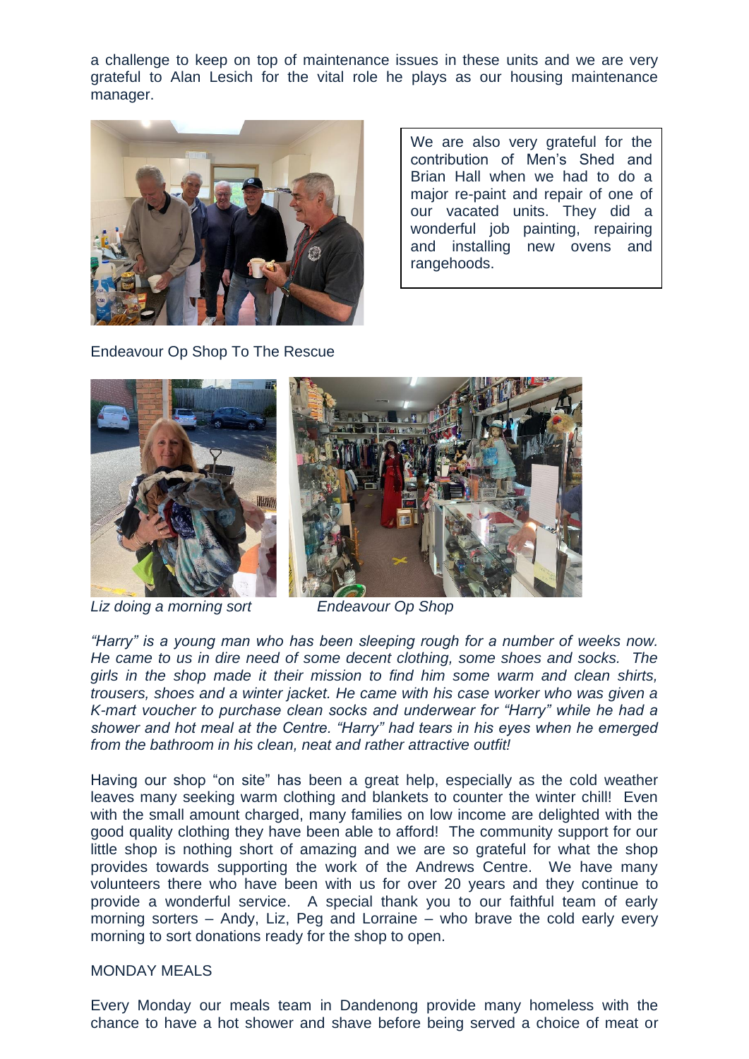a challenge to keep on top of maintenance issues in these units and we are very grateful to Alan Lesich for the vital role he plays as our housing maintenance manager.

We are also very grateful for the contribution of Men's Shed and Brian Hall when we had to do a major re-paint and repair of one of our vacated units. They did a wonderful job painting, repairing and installing new ovens and rangehoods.

Endeavour Op Shop To The Rescue

*Liz doing a morning sort*

*Endeavour Op Shop*

*"Harry" is a young man who has been sleeping rough for a number of weeks now. He came to us in dire need of some decent clothing, some shoes and socks. The girls in the shop made it their mission to find him some warm and clean shirts, trousers, shoes and a winter jacket. He came with his case worker who was given a K-mart voucher to purchase clean socks and underwear for "Harry" while he had a shower and hot meal at the Centre. "Harry" had tears in his eyes when he emerged from the bathroom in his clean, neat and rather attractive outfit!*

Having our shop "on site" has been a great help, especially as the cold weather leaves many seeking warm clothing and blankets to counter the winter chill! Even with the small amount charged, many families on low income are delighted with the good quality clothing they have been able to afford! The community support for our little shop is nothing short of amazing and we are so grateful for what the shop provides towards supporting the work of the Andrews Centre. We have many volunteers there who have been with us for over 20 years and they continue to provide a wonderful service. A special thank you to our faithful team of early morning sorters – Andy, Liz, Peg and Lorraine – who brave the cold early every morning to sort donations ready for the shop to open.

MONDAY MEALS

Every Monday our meals team in Dandenong provide many homeless with the chance to have a hot shower and shave before being served a choice of meat or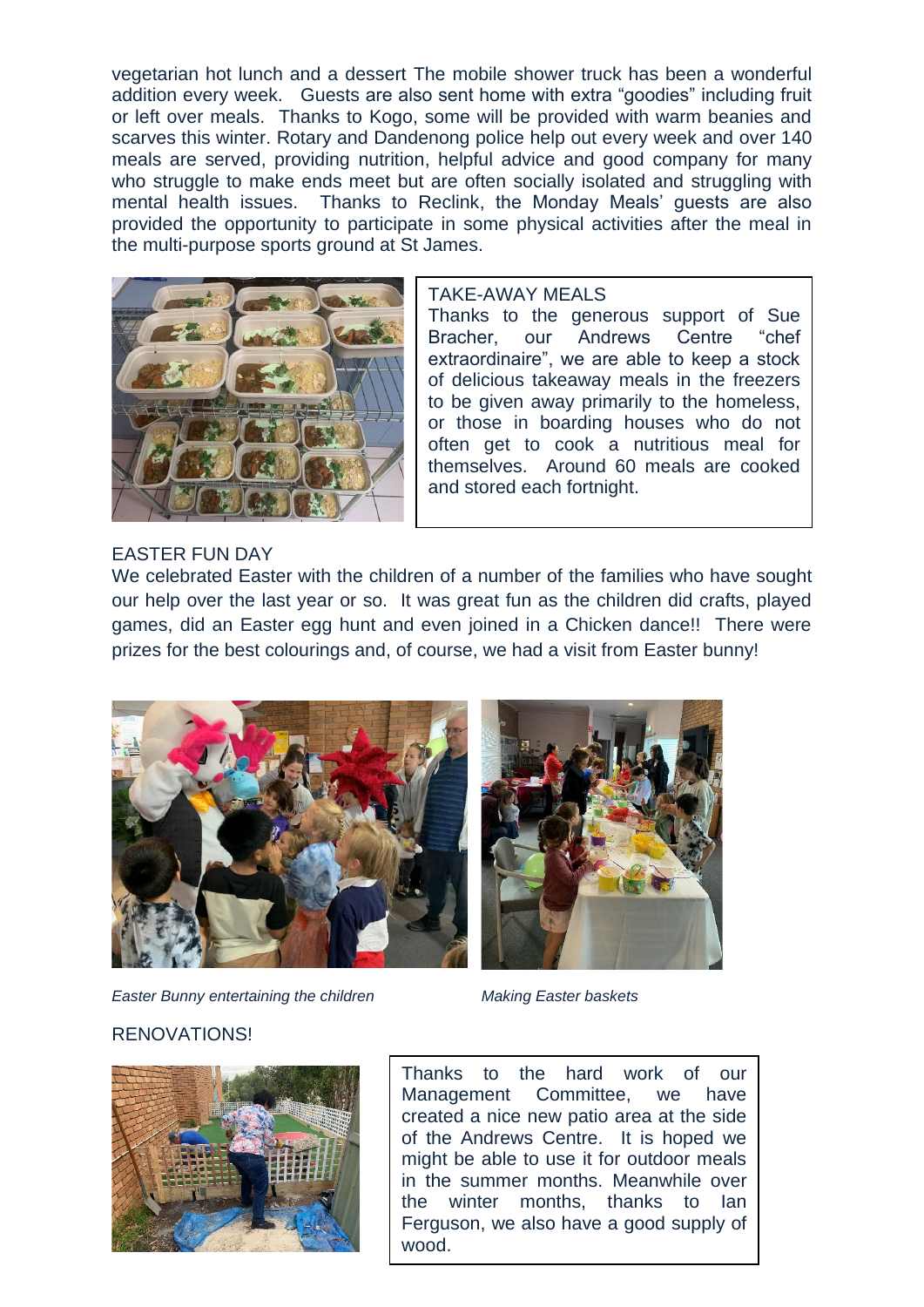vegetarian hot lunch and a dessert The mobile shower truck has been a wonderful addition every week. Guests are also sent home with extra "goodies" including fruit or left over meals. Thanks to Kogo, some will be provided with warm beanies and scarves this winter. Rotary and Dandenong police help out every week and over 140 meals are served, providing nutrition, helpful advice and good company for many who struggle to make ends meet but are often socially isolated and struggling with mental health issues. Thanks to Reclink, the Monday Meals' guests are also provided the opportunity to participate in some physical activities after the meal in the multi-purpose sports ground at St James.

TAKE-AWAY MEALS

Thanks to the generous support of Sue Bracher, our Andrews Centre "chef extraordinaire", we are able to keep a stock of delicious takeaway meals in the freezers to be given away primarily to the homeless, or those in boarding houses who do not often get to cook a nutritious meal for themselves. Around 60 meals are cooked and stored each fortnight.

EASTER FUN DAY

We celebrated Easter with the children of a number of the families who have sought our help over the last year or so. It was great fun as the children did crafts, played games, did an Easter egg hunt and even joined in a Chicken dance!! There were prizes for the best colourings and, of course, we had a visit from Easter bunny!

*Easter Bunny entertaining the children*

*Making Easter baskets*

RENOVATIONS!

Thanks to the hard work of our Management Committee, we have created a nice new patio area at the side of the Andrews Centre. It is hoped we might be able to use it for outdoor meals in the summer months. Meanwhile over the winter months, thanks to Ian Ferguson, we also have a good supply of wood.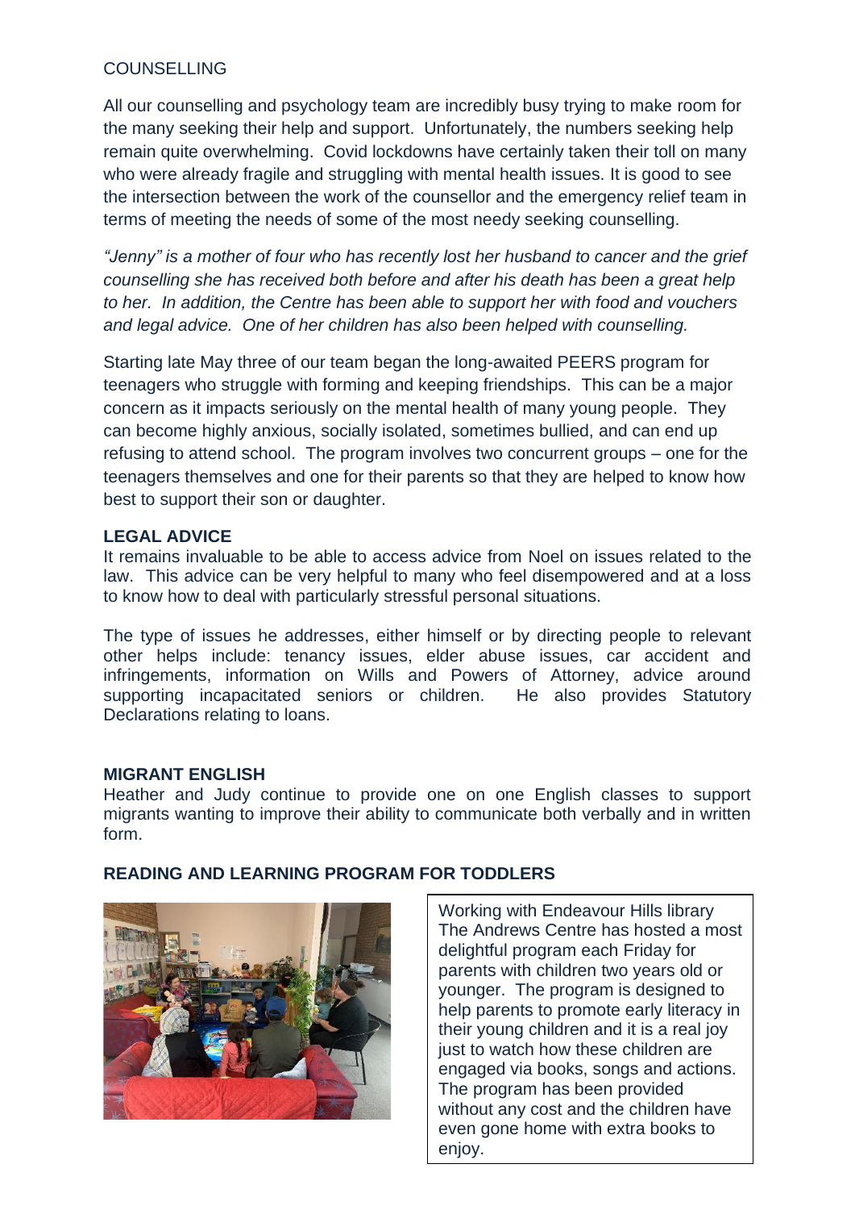## COUNSELLING

All our counselling and psychology team are incredibly busy trying to make room for the many seeking their help and support. Unfortunately, the numbers seeking help remain quite overwhelming. Covid lockdowns have certainly taken their toll on many who were already fragile and struggling with mental health issues. It is good to see the intersection between the work of the counsellor and the emergency relief team in terms of meeting the needs of some of the most needy seeking counselling.

*"Jenny" is a mother of four who has recently lost her husband to cancer and the grief counselling she has received both before and after his death has been a great help to her. In addition, the Centre has been able to support her with food and vouchers and legal advice. One of her children has also been helped with counselling.*

Starting late May three of our team began the long-awaited PEERS program for teenagers who struggle with forming and keeping friendships. This can be a major concern as it impacts seriously on the mental health of many young people. They can become highly anxious, socially isolated, sometimes bullied, and can end up refusing to attend school. The program involves two concurrent groups – one for the teenagers themselves and one for their parents so that they are helped to know how best to support their son or daughter.

## LEGAL ADVICE

It remains invaluable to be able to access advice from Noel on issues related to the law. This advice can be very helpful to many who feel disempowered and at a loss to know how to deal with particularly stressful personal situations.

The type of issues he addresses, either himself or by directing people to relevant other helps include: tenancy issues, elder abuse issues, car accident and infringements, information on Wills and Powers of Attorney, advice around supporting incapacitated seniors or children. He also provides Statutory Declarations relating to loans.

## MIGRANT ENGLISH

Heather and Judy continue to provide one on one English classes to support migrants wanting to improve their ability to communicate both verbally and in written form.

## READING AND LEARNING PROGRAM FOR TODDLERS

Working with Endeavour Hills library The Andrews Centre has hosted a most delightful program each Friday for parents with children two years old or younger. The program is designed to help parents to promote early literacy in their young children and it is a real joy just to watch how these children are engaged via books, songs and actions. The program has been provided without any cost and the children have even gone home with extra books to enjoy.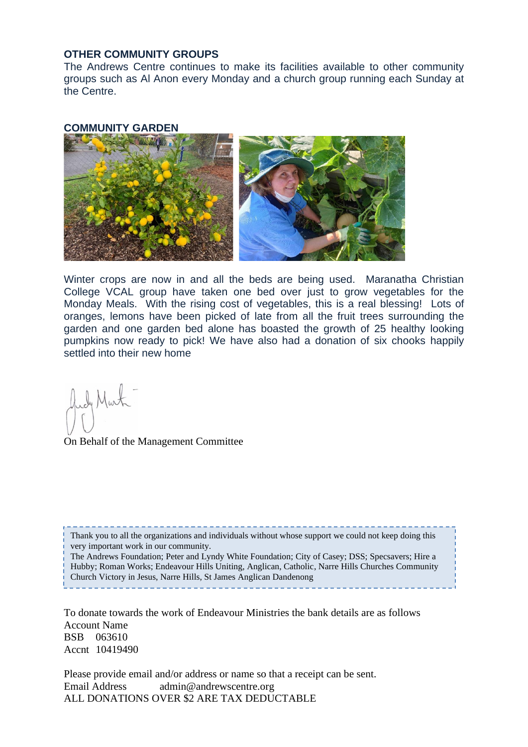## OTHER COMMUNITY GROUPS

The Andrews Centre continues to make its facilities available to other community groups such as Al Anon every Monday and a church group running each Sunday at the Centre.

## COMMUNITY GARDEN

Winter crops are now in and all the beds are being used. Maranatha Christian College VCAL group have taken one bed over just to grow vegetables for the Monday Meals. With the rising cost of vegetables, this is a real blessing! Lots of oranges, lemons have been picked of late from all the fruit trees surrounding the garden and one garden bed alone has boasted the growth of 25 healthy looking pumpkins now ready to pick! We have also had a donation of six chooks happily settled into their new home

Judy Mark

On Behalf of the Management Committee

Thank you to all the organizations and individuals without whose support we could not keep doing this very important work in our community.
The Andrews Foundation; Peter and Lyndy White Foundation; City of Casey; DSS; Specsavers; Hire a Hubby; Roman Works; Endeavour Hills Uniting, Anglican, Catholic, Narre Hills Churches Community Church Victory in Jesus, Narre Hills, St James Anglican Dandenong

To donate towards the work of Endeavour Ministries the bank details are as follows
Account Name
BSB 063610
Accnt 10419490

Please provide email and/or address or name so that a receipt can be sent.
Email Address admin@andrewscentre.org
ALL DONATIONS OVER $2 ARE TAX DEDUCTABLE